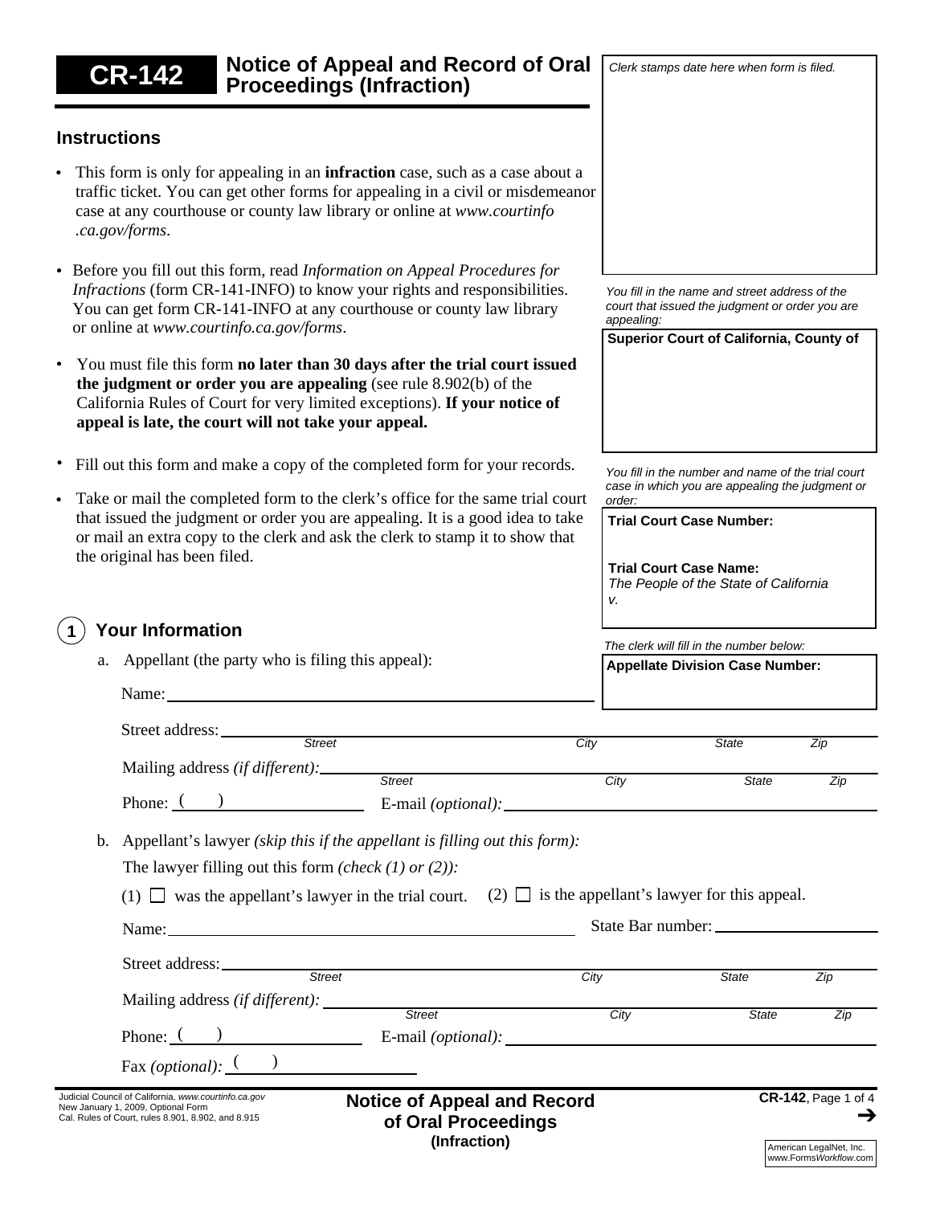# CR-142 Notice of Appeal and Record of Oral Proceedings (Infraction)

*Clerk stamps date here when form is filed.*

## Instructions

- This form is only for appealing in an **infraction** case, such as a case about a traffic ticket. You can get other forms for appealing in a civil or misdemeanor case at any courthouse or county law library or online at *www.courtinfo .ca.gov/forms*.
- Before you fill out this form, read *Information on Appeal Procedures for Infractions* (form CR-141-INFO) to know your rights and responsibilities. You can get form CR-141-INFO at any courthouse or county law library or online at *www.courtinfo.ca.gov/forms*.
- You must file this form **no later than 30 days after the trial court issued the judgment or order you are appealing** (see rule 8.902(b) of the California Rules of Court for very limited exceptions). **If your notice of appeal is late, the court will not take your appeal.**
- Fill out this form and make a copy of the completed form for your records.
- Take or mail the completed form to the clerk's office for the same trial court that issued the judgment or order you are appealing. It is a good idea to take or mail an extra copy to the clerk and ask the clerk to stamp it to show that the original has been filed.

*You fill in the name and street address of the court that issued the judgment or order you are appealing:*

**Superior Court of California, County of**

*You fill in the number and name of the trial court case in which you are appealing the judgment or order:*

**Trial Court Case Number:**

**Trial Court Case Name:**
*The People of the State of California v.*

*The clerk will fill in the number below:*

**Appellate Division Case Number:**

## 1 Your Information

a. Appellant (the party who is filing this appeal):

Name: \_\_\_\_\_\_\_\_\_\_\_\_\_\_\_\_\_\_\_\_

Street address: \_\_\_\_\_\_\_\_\_\_\_\_\_\_\_\_\_\_\_\_
*Street City State Zip*

Mailing address *(if different)*: \_\_\_\_\_\_\_\_\_\_\_\_\_\_\_\_\_\_\_\_
*Street City State Zip*

Phone: ( ) \_\_\_\_\_\_\_\_\_\_ E-mail *(optional)*: \_\_\_\_\_\_\_\_\_\_

b. Appellant's lawyer *(skip this if the appellant is filling out this form)*:

The lawyer filling out this form *(check (1) or (2))*:

(1) ☐ was the appellant's lawyer in the trial court. (2) ☐ is the appellant's lawyer for this appeal.

Name: \_\_\_\_\_\_\_\_\_\_\_\_\_\_\_\_\_\_\_\_ State Bar number: \_\_\_\_\_\_\_\_\_\_

Street address: \_\_\_\_\_\_\_\_\_\_\_\_\_\_\_\_\_\_\_\_
*Street City State Zip*

Mailing address *(if different)*: \_\_\_\_\_\_\_\_\_\_\_\_\_\_\_\_\_\_\_\_
*Street City State Zip*

Phone: ( ) \_\_\_\_\_\_\_\_\_\_ E-mail *(optional)*: \_\_\_\_\_\_\_\_\_\_

Fax *(optional)*: ( ) \_\_\_\_\_\_\_\_\_\_

Judicial Council of California, *www.courtinfo.ca.gov*
New January 1, 2009, Optional Form
Cal. Rules of Court, rules 8.901, 8.902, and 8.915

**Notice of Appeal and Record of Oral Proceedings (Infraction)**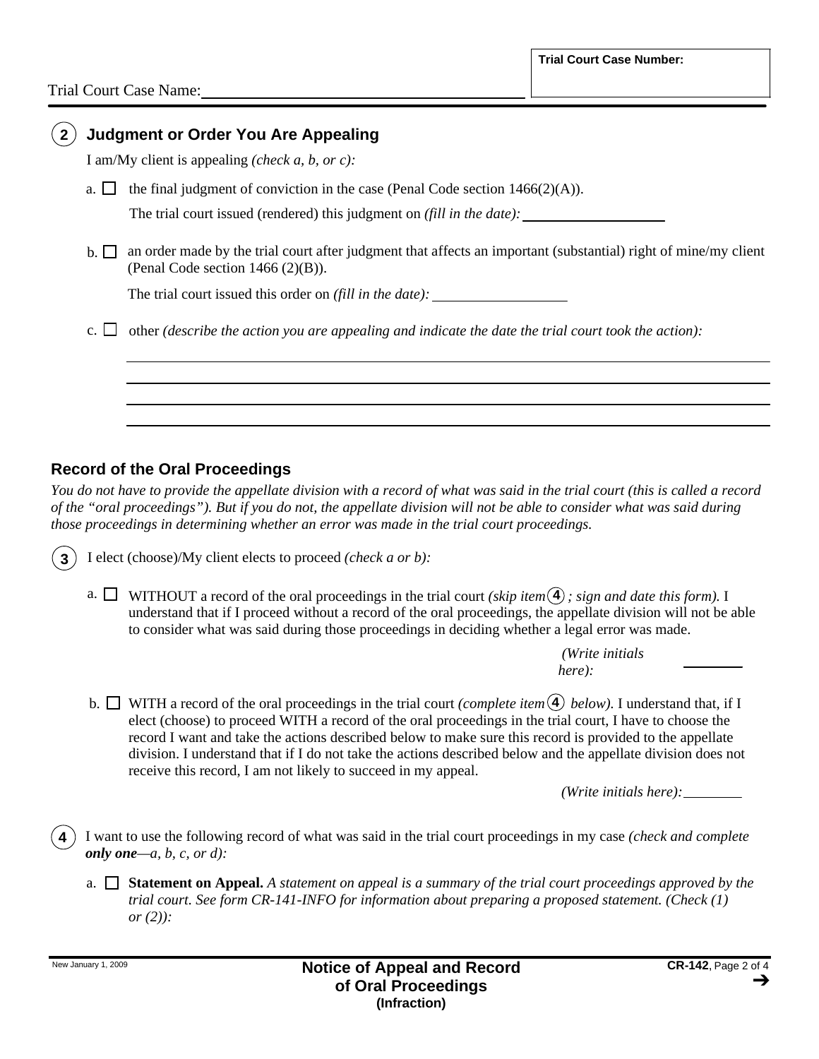Trial Court Case Name: ______________________________________

**Trial Court Case Number:**

## (2) Judgment or Order You Are Appealing

I am/My client is appealing *(check a, b, or c):*

a. ☐ the final judgment of conviction in the case (Penal Code section 1466(2)(A)).

The trial court issued (rendered) this judgment on *(fill in the date):* ____________________

b. ☐ an order made by the trial court after judgment that affects an important (substantial) right of mine/my client (Penal Code section 1466 (2)(B)).

The trial court issued this order on *(fill in the date):* ____________________

c. ☐ other *(describe the action you are appealing and indicate the date the trial court took the action):*

______________________________________________________________________

______________________________________________________________________

______________________________________________________________________

______________________________________________________________________

## Record of the Oral Proceedings

*You do not have to provide the appellate division with a record of what was said in the trial court (this is called a record of the "oral proceedings"). But if you do not, the appellate division will not be able to consider what was said during those proceedings in determining whether an error was made in the trial court proceedings.*

(3) I elect (choose)/My client elects to proceed *(check a or b):*

a. ☐ WITHOUT a record of the oral proceedings in the trial court *(skip item (4); sign and date this form).* I understand that if I proceed without a record of the oral proceedings, the appellate division will not be able to consider what was said during those proceedings in deciding whether a legal error was made.

*(Write initials here):* ________

b. ☐ WITH a record of the oral proceedings in the trial court *(complete item (4) below).* I understand that, if I elect (choose) to proceed WITH a record of the oral proceedings in the trial court, I have to choose the record I want and take the actions described below to make sure this record is provided to the appellate division. I understand that if I do not take the actions described below and the appellate division does not receive this record, I am not likely to succeed in my appeal.

*(Write initials here):* ________

(4) I want to use the following record of what was said in the trial court proceedings in my case *(check and complete **only one**—a, b, c, or d):*

a. ☐ **Statement on Appeal.** *A statement on appeal is a summary of the trial court proceedings approved by the trial court. See form CR-141-INFO for information about preparing a proposed statement. (Check (1) or (2)):*

New January 1, 2009

**Notice of Appeal and Record of Oral Proceedings (Infraction)**

**CR-142**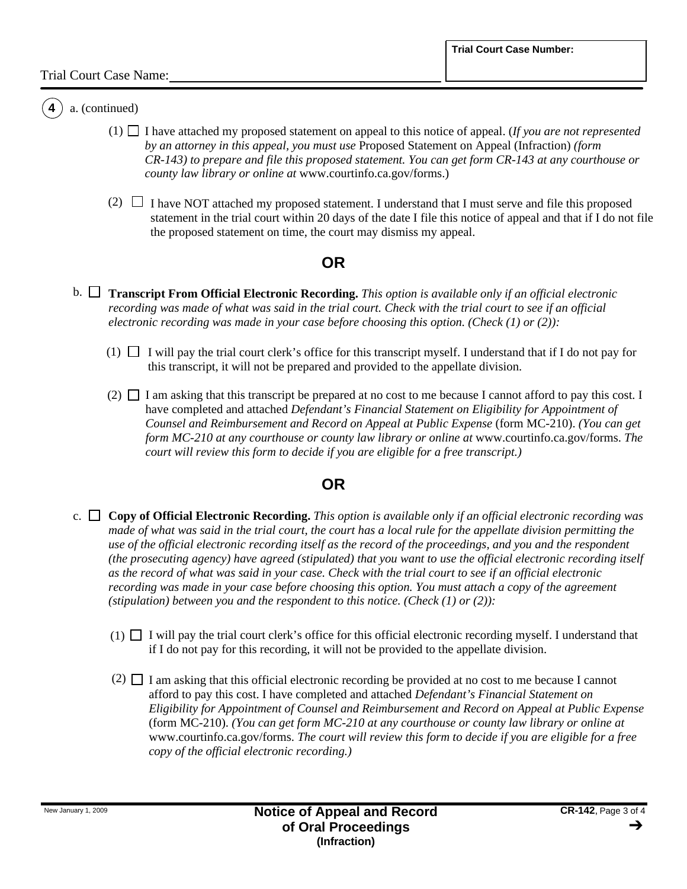Trial Court Case Name: ______________________

**Trial Court Case Number:**

**4** a. (continued)

(1) ☐ I have attached my proposed statement on appeal to this notice of appeal. (*If you are not represented by an attorney in this appeal, you must use* Proposed Statement on Appeal (Infraction) *(form CR-143) to prepare and file this proposed statement. You can get form CR-143 at any courthouse or county law library or online at* www.courtinfo.ca.gov/forms.)

(2) ☐ I have NOT attached my proposed statement. I understand that I must serve and file this proposed statement in the trial court within 20 days of the date I file this notice of appeal and that if I do not file the proposed statement on time, the court may dismiss my appeal.

**OR**

b. ☐ **Transcript From Official Electronic Recording.** *This option is available only if an official electronic recording was made of what was said in the trial court. Check with the trial court to see if an official electronic recording was made in your case before choosing this option. (Check (1) or (2)):*

(1) ☐ I will pay the trial court clerk's office for this transcript myself. I understand that if I do not pay for this transcript, it will not be prepared and provided to the appellate division.

(2) ☐ I am asking that this transcript be prepared at no cost to me because I cannot afford to pay this cost. I have completed and attached *Defendant's Financial Statement on Eligibility for Appointment of Counsel and Reimbursement and Record on Appeal at Public Expense* (form MC-210). *(You can get form MC-210 at any courthouse or county law library or online at* www.courtinfo.ca.gov/forms. *The court will review this form to decide if you are eligible for a free transcript.)*

**OR**

c. ☐ **Copy of Official Electronic Recording.** *This option is available only if an official electronic recording was made of what was said in the trial court, the court has a local rule for the appellate division permitting the use of the official electronic recording itself as the record of the proceedings, and you and the respondent (the prosecuting agency) have agreed (stipulated) that you want to use the official electronic recording itself as the record of what was said in your case. Check with the trial court to see if an official electronic recording was made in your case before choosing this option. You must attach a copy of the agreement (stipulation) between you and the respondent to this notice. (Check (1) or (2)):*

(1) ☐ I will pay the trial court clerk's office for this official electronic recording myself. I understand that if I do not pay for this recording, it will not be provided to the appellate division.

(2) ☐ I am asking that this official electronic recording be provided at no cost to me because I cannot afford to pay this cost. I have completed and attached *Defendant's Financial Statement on Eligibility for Appointment of Counsel and Reimbursement and Record on Appeal at Public Expense* (form MC-210). *(You can get form MC-210 at any courthouse or county law library or online at* www.courtinfo.ca.gov/forms. *The court will review this form to decide if you are eligible for a free copy of the official electronic recording.)*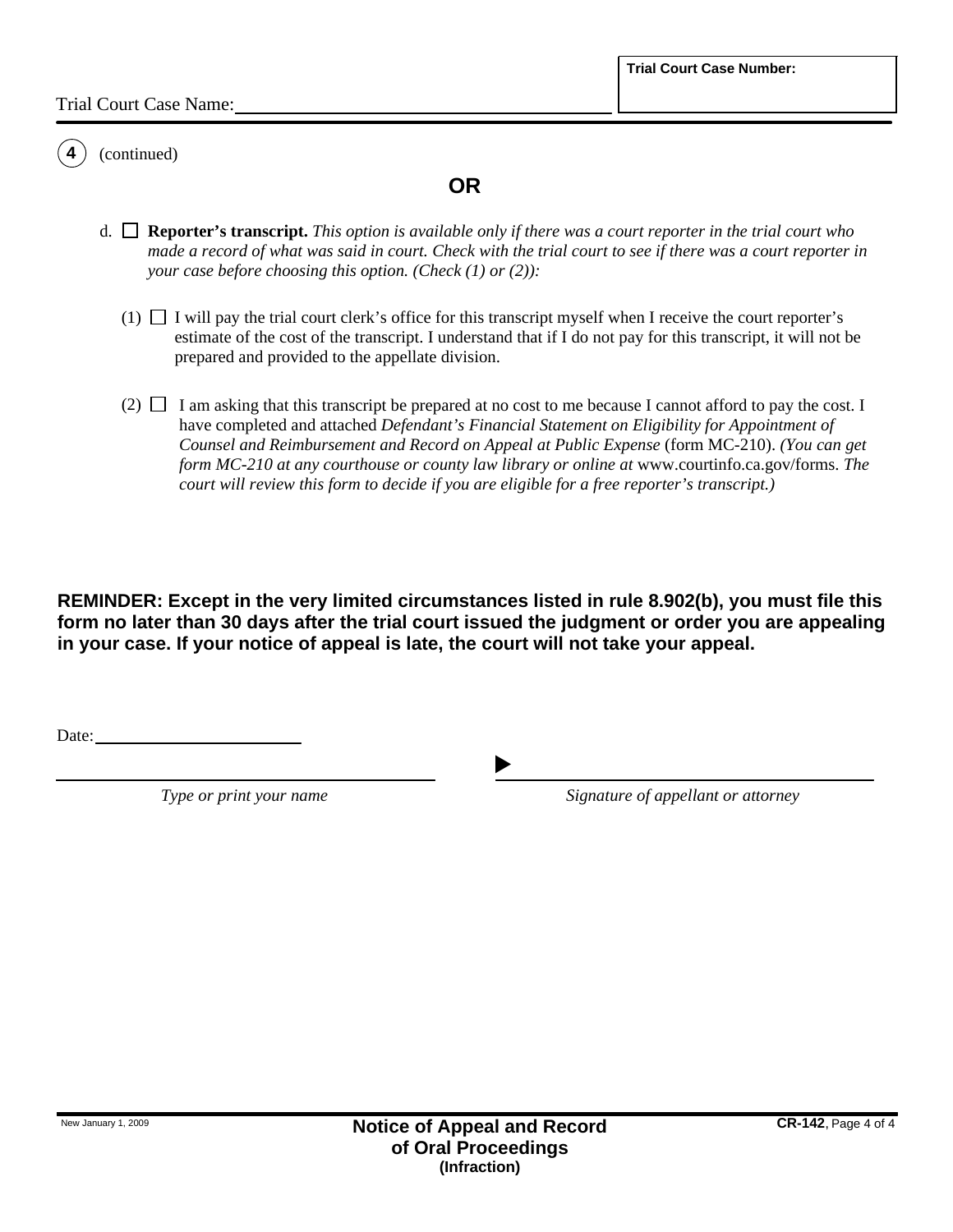Trial Court Case Name: ______________________________

**Trial Court Case Number:**

**4** (continued)

**OR**

d. ☐ **Reporter's transcript.** *This option is available only if there was a court reporter in the trial court who made a record of what was said in court. Check with the trial court to see if there was a court reporter in your case before choosing this option. (Check (1) or (2)):*

(1) ☐ I will pay the trial court clerk's office for this transcript myself when I receive the court reporter's estimate of the cost of the transcript. I understand that if I do not pay for this transcript, it will not be prepared and provided to the appellate division.

(2) ☐ I am asking that this transcript be prepared at no cost to me because I cannot afford to pay the cost. I have completed and attached *Defendant's Financial Statement on Eligibility for Appointment of Counsel and Reimbursement and Record on Appeal at Public Expense* (form MC-210). *(You can get form MC-210 at any courthouse or county law library or online at* www.courtinfo.ca.gov/forms. *The court will review this form to decide if you are eligible for a free reporter's transcript.)*

**REMINDER: Except in the very limited circumstances listed in rule 8.902(b), you must file this form no later than 30 days after the trial court issued the judgment or order you are appealing in your case. If your notice of appeal is late, the court will not take your appeal.**

Date: ______________________

______________________________ ▶ ______________________________

*Type or print your name* — *Signature of appellant or attorney*